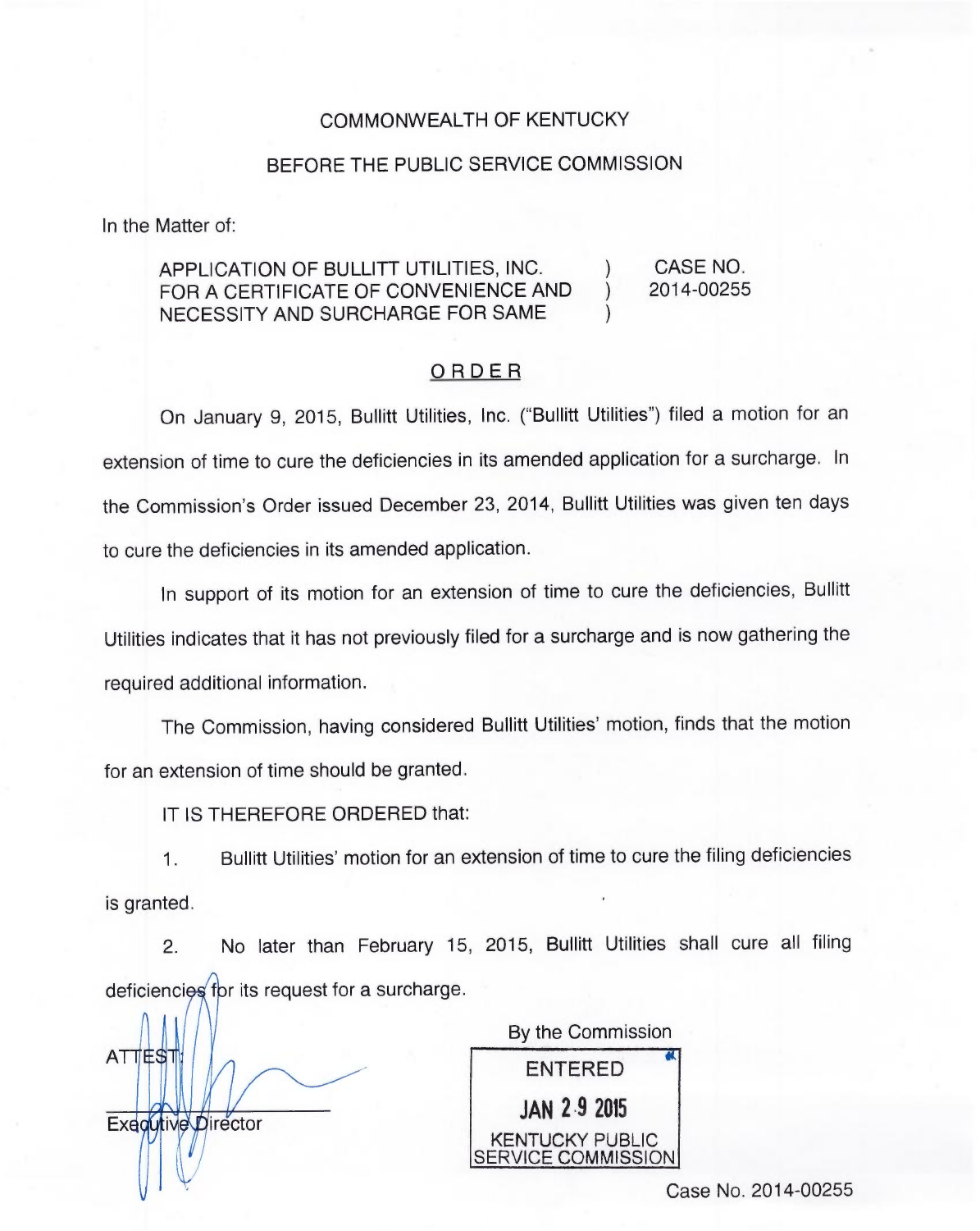COMMONWEALTH OF KENTUCKY

BEFORE THE PUBLIC SERVICE COMMISSION

In the Matter of:

APPLICATION OF BULLITT UTILITIES, INC. FOR A CERTIFICATE OF CONVENIENCE AND NECESSITY AND SURCHARGE FOR SAME ) CASE NO. 2014-00255

## ORDER

On January 9, 2015, Bullitt Utilities, Inc. ("Bullitt Utilities") filed a motion for an extension of time to cure the deficiencies in its amended application for a surcharge. In the Commission's Order issued December 23, 2014, Bullitt Utilities was given ten days to cure the deficiencies in its amended application.

In support of its motion for an extension of time to cure the deficiencies, Bullitt Utilities indicates that it has not previously filed for a surcharge and is now gathering the required additional information.

The Commission, having considered Bullitt Utilities' motion, finds that the motion for an extension of time should be granted.

IT IS THEREFORE ORDERED that:

1. Bullitt Utilities' motion for an extension of time to cure the filing deficiencies is granted.

2. No later than February 15, 2015, Bullitt Utilities shall cure all filing deficiencies for its request for a surcharge.

By the Commission

ENTERED

JAN 29 2015

KENTUCKY PUBLIC SERVICE COMMISSION

ATTEST:

Executive Director

Case No. 2014-00255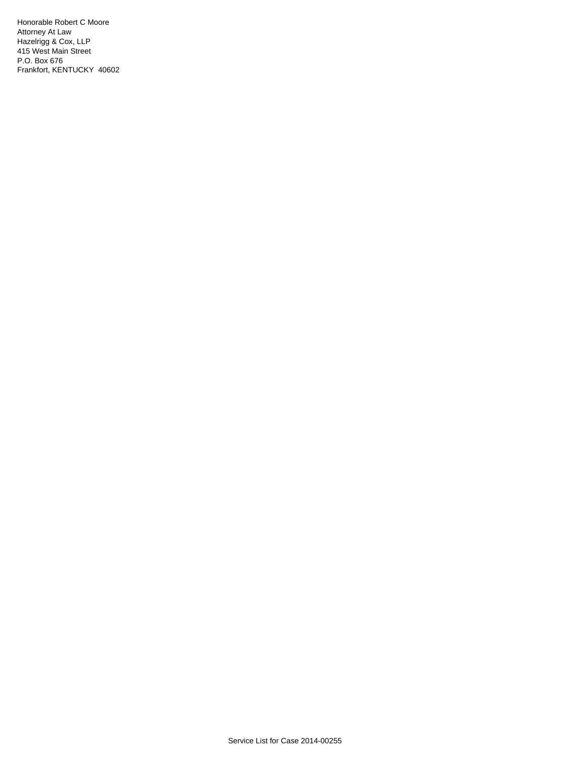Honorable Robert C Moore
Attorney At Law
Hazelrigg & Cox, LLP
415 West Main Street
P.O. Box 676
Frankfort, KENTUCKY  40602